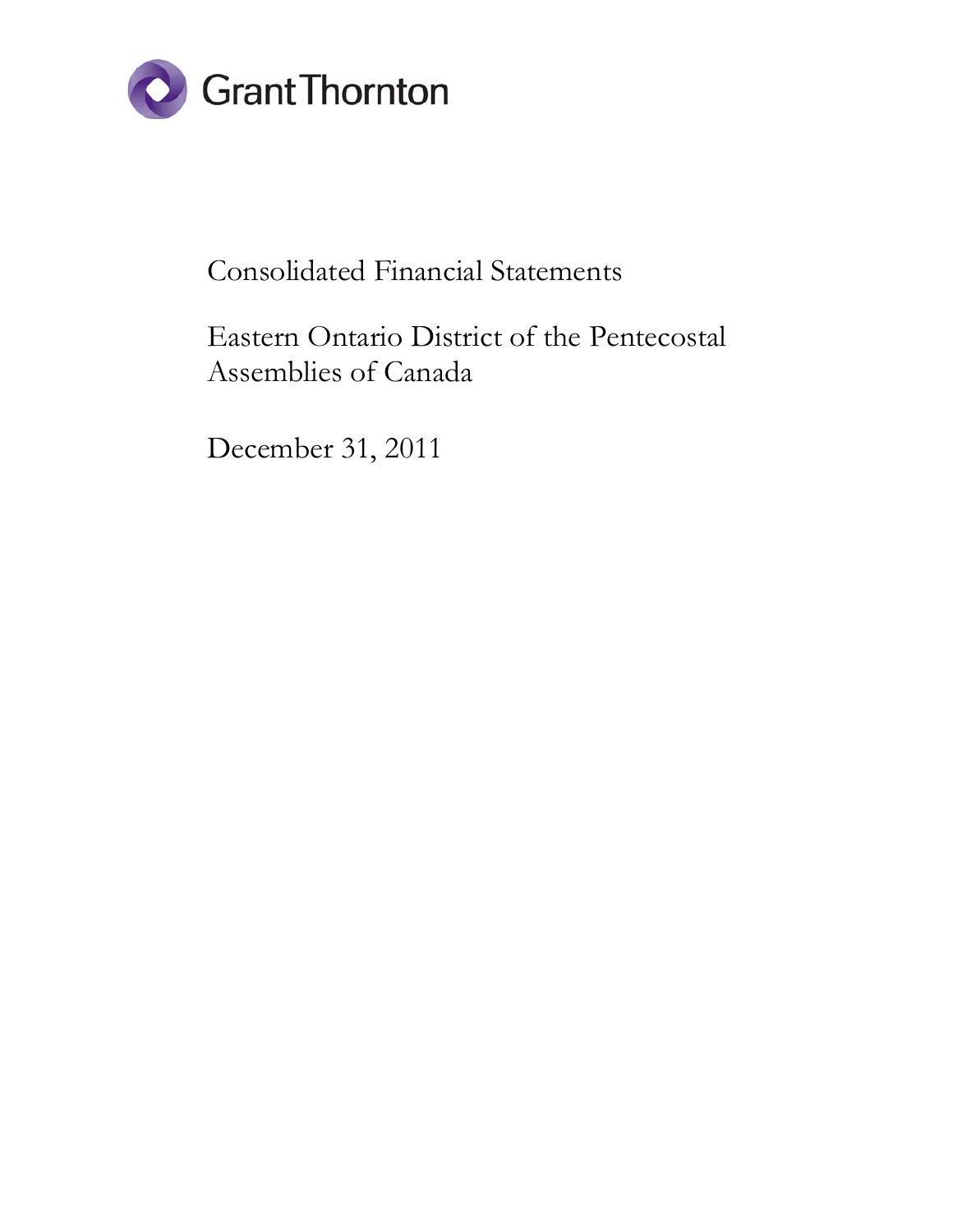Grant Thornton

# Consolidated Financial Statements

# Eastern Ontario District of the Pentecostal Assemblies of Canada

December 31, 2011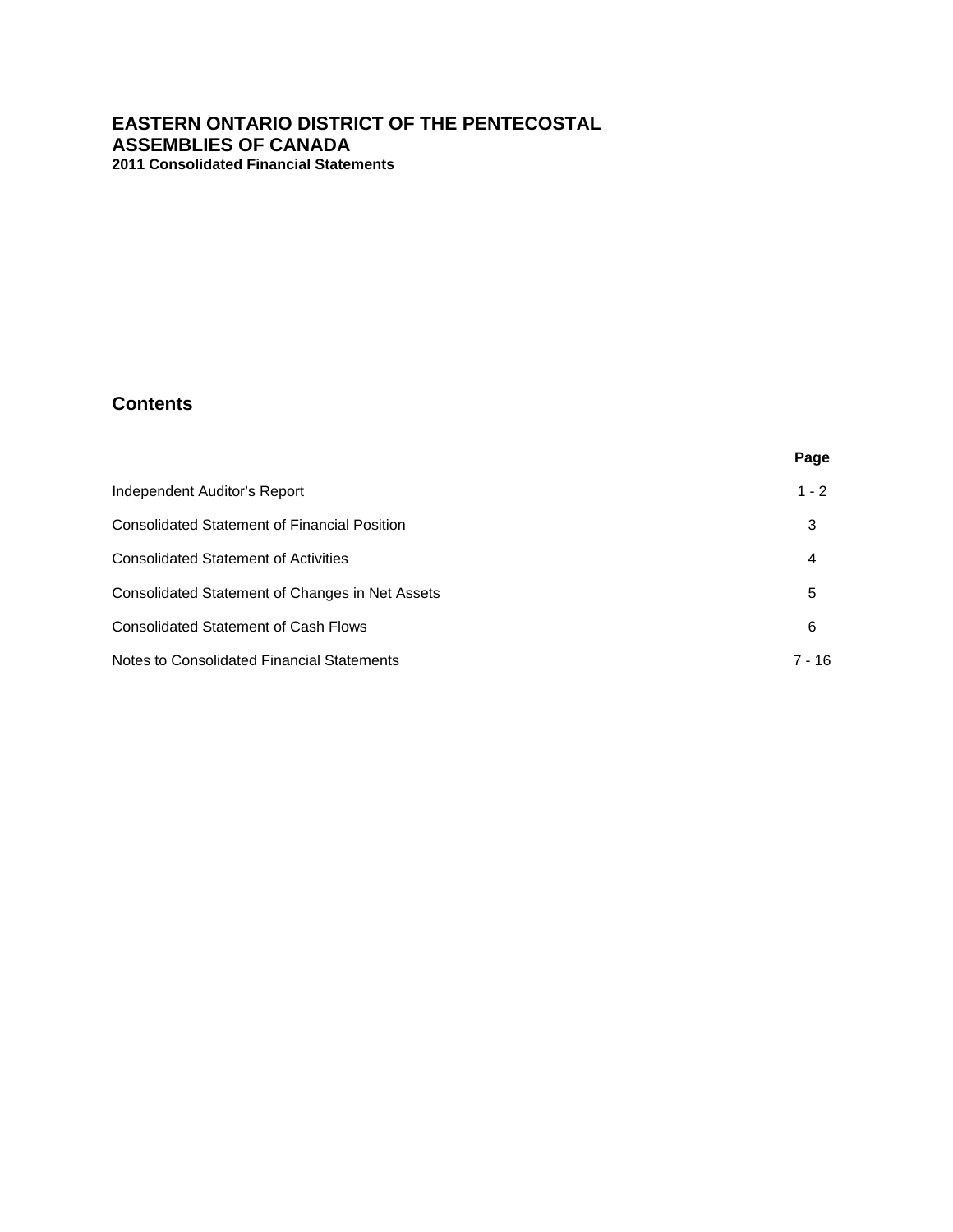# EASTERN ONTARIO DISTRICT OF THE PENTECOSTAL ASSEMBLIES OF CANADA

**2011 Consolidated Financial Statements**

## Contents

| | Page |
|---|---|
| Independent Auditor's Report | 1 - 2 |
| Consolidated Statement of Financial Position | 3 |
| Consolidated Statement of Activities | 4 |
| Consolidated Statement of Changes in Net Assets | 5 |
| Consolidated Statement of Cash Flows | 6 |
| Notes to Consolidated Financial Statements | 7 - 16 |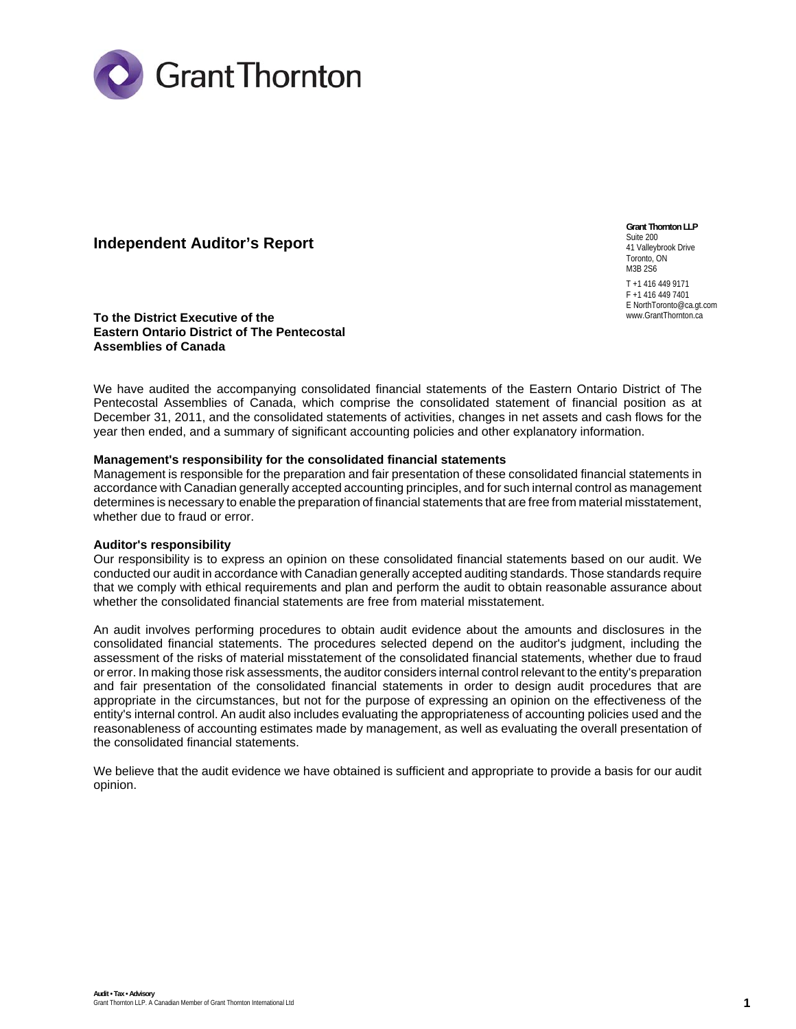Grant Thornton

# Independent Auditor's Report

**Grant Thornton LLP**
Suite 200
41 Valleybrook Drive
Toronto, ON
M3B 2S6

T +1 416 449 9171
F +1 416 449 7401
E NorthToronto@ca.gt.com
www.GrantThornton.ca

**To the District Executive of the**
**Eastern Ontario District of The Pentecostal**
**Assemblies of Canada**

We have audited the accompanying consolidated financial statements of the Eastern Ontario District of The Pentecostal Assemblies of Canada, which comprise the consolidated statement of financial position as at December 31, 2011, and the consolidated statements of activities, changes in net assets and cash flows for the year then ended, and a summary of significant accounting policies and other explanatory information.

**Management's responsibility for the consolidated financial statements**
Management is responsible for the preparation and fair presentation of these consolidated financial statements in accordance with Canadian generally accepted accounting principles, and for such internal control as management determines is necessary to enable the preparation of financial statements that are free from material misstatement, whether due to fraud or error.

**Auditor's responsibility**
Our responsibility is to express an opinion on these consolidated financial statements based on our audit. We conducted our audit in accordance with Canadian generally accepted auditing standards. Those standards require that we comply with ethical requirements and plan and perform the audit to obtain reasonable assurance about whether the consolidated financial statements are free from material misstatement.

An audit involves performing procedures to obtain audit evidence about the amounts and disclosures in the consolidated financial statements. The procedures selected depend on the auditor's judgment, including the assessment of the risks of material misstatement of the consolidated financial statements, whether due to fraud or error. In making those risk assessments, the auditor considers internal control relevant to the entity's preparation and fair presentation of the consolidated financial statements in order to design audit procedures that are appropriate in the circumstances, but not for the purpose of expressing an opinion on the effectiveness of the entity's internal control. An audit also includes evaluating the appropriateness of accounting policies used and the reasonableness of accounting estimates made by management, as well as evaluating the overall presentation of the consolidated financial statements.

We believe that the audit evidence we have obtained is sufficient and appropriate to provide a basis for our audit opinion.

**Audit • Tax • Advisory**
Grant Thornton LLP. A Canadian Member of Grant Thornton International Ltd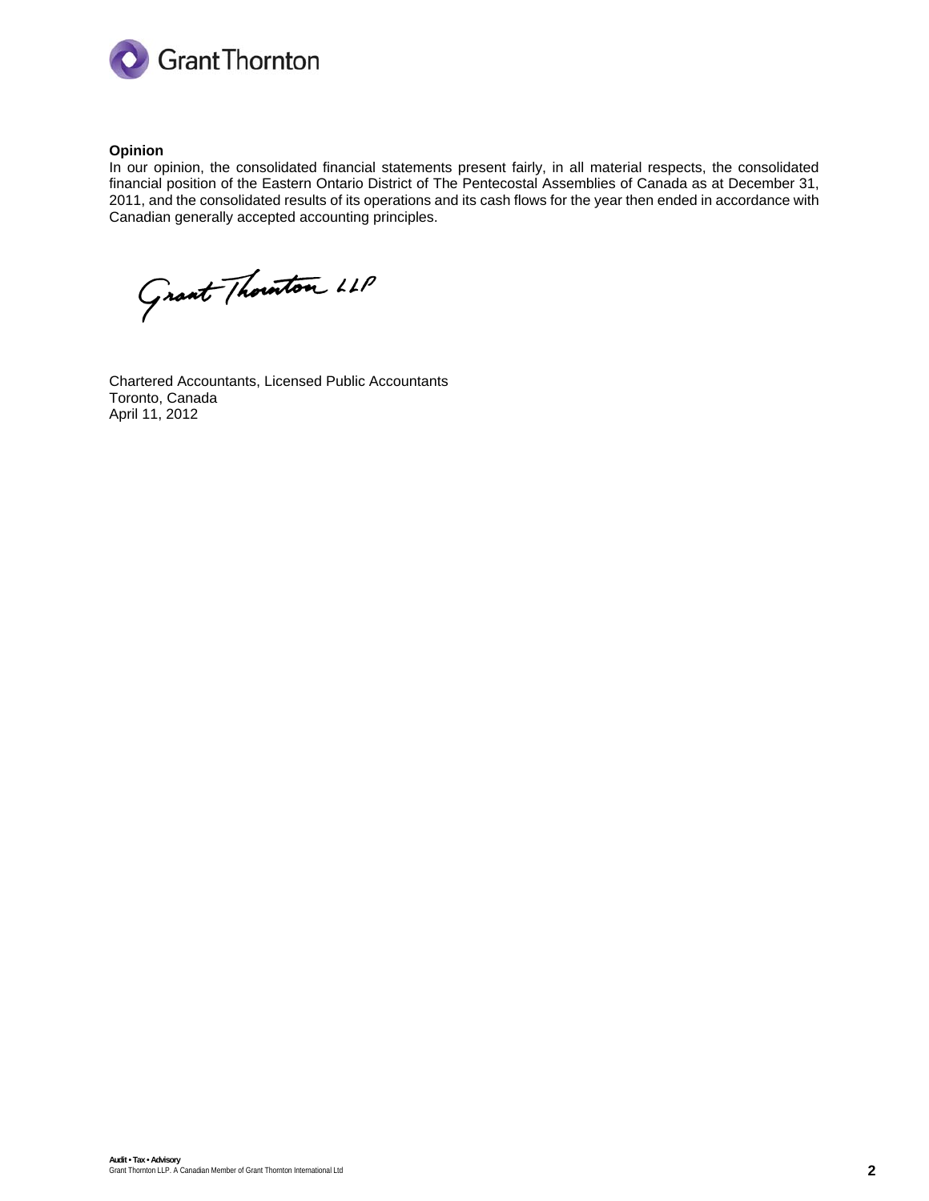**Opinion**

In our opinion, the consolidated financial statements present fairly, in all material respects, the consolidated financial position of the Eastern Ontario District of The Pentecostal Assemblies of Canada as at December 31, 2011, and the consolidated results of its operations and its cash flows for the year then ended in accordance with Canadian generally accepted accounting principles.

Grant Thornton LLP

Chartered Accountants, Licensed Public Accountants
Toronto, Canada
April 11, 2012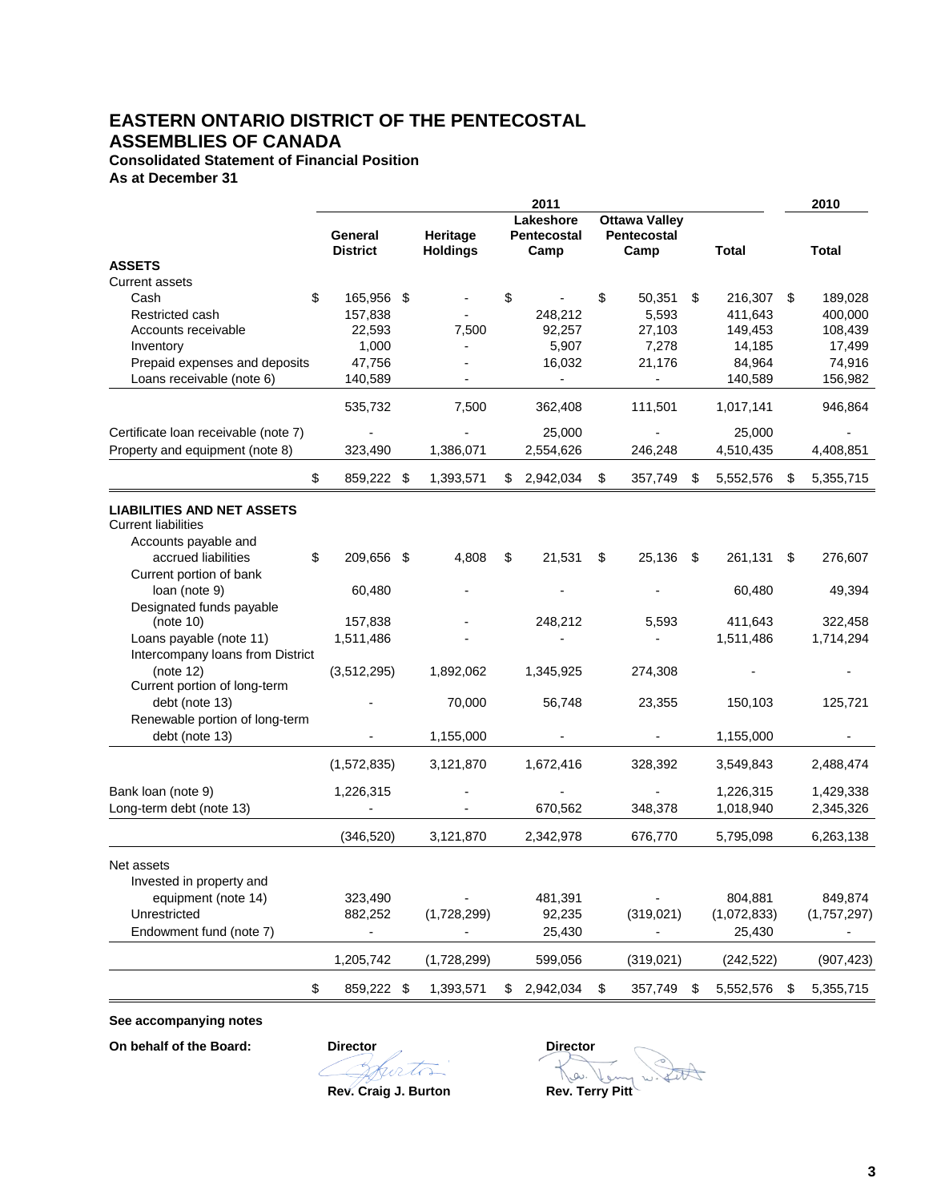# EASTERN ONTARIO DISTRICT OF THE PENTECOSTAL ASSEMBLIES OF CANADA

**Consolidated Statement of Financial Position**
**As at December 31**

| | 2011 | | | | | 2010 |
|---|---|---|---|---|---|---|
| | General District | Heritage Holdings | Lakeshore Pentecostal Camp | Ottawa Valley Pentecostal Camp | Total | Total |
| **ASSETS** | | | | | | |
| Current assets | | | | | | |
| Cash | $ 165,956 | $ - | $ - | $ 50,351 | $ 216,307 | $ 189,028 |
| Restricted cash | 157,838 | - | 248,212 | 5,593 | 411,643 | 400,000 |
| Accounts receivable | 22,593 | 7,500 | 92,257 | 27,103 | 149,453 | 108,439 |
| Inventory | 1,000 | - | 5,907 | 7,278 | 14,185 | 17,499 |
| Prepaid expenses and deposits | 47,756 | - | 16,032 | 21,176 | 84,964 | 74,916 |
| Loans receivable (note 6) | 140,589 | - | - | - | 140,589 | 156,982 |
| | 535,732 | 7,500 | 362,408 | 111,501 | 1,017,141 | 946,864 |
| Certificate loan receivable (note 7) | - | - | 25,000 | - | 25,000 | - |
| Property and equipment (note 8) | 323,490 | 1,386,071 | 2,554,626 | 246,248 | 4,510,435 | 4,408,851 |
| | $ 859,222 | $ 1,393,571 | $ 2,942,034 | $ 357,749 | $ 5,552,576 | $ 5,355,715 |
| **LIABILITIES AND NET ASSETS** | | | | | | |
| Current liabilities | | | | | | |
| Accounts payable and accrued liabilities | $ 209,656 | $ 4,808 | $ 21,531 | $ 25,136 | $ 261,131 | $ 276,607 |
| Current portion of bank loan (note 9) | 60,480 | - | - | - | 60,480 | 49,394 |
| Designated funds payable (note 10) | 157,838 | - | 248,212 | 5,593 | 411,643 | 322,458 |
| Loans payable (note 11) | 1,511,486 | - | - | - | 1,511,486 | 1,714,294 |
| Intercompany loans from District (note 12) | (3,512,295) | 1,892,062 | 1,345,925 | 274,308 | - | - |
| Current portion of long-term debt (note 13) | - | 70,000 | 56,748 | 23,355 | 150,103 | 125,721 |
| Renewable portion of long-term debt (note 13) | - | 1,155,000 | - | - | 1,155,000 | - |
| | (1,572,835) | 3,121,870 | 1,672,416 | 328,392 | 3,549,843 | 2,488,474 |
| Bank loan (note 9) | 1,226,315 | - | - | - | 1,226,315 | 1,429,338 |
| Long-term debt (note 13) | - | - | 670,562 | 348,378 | 1,018,940 | 2,345,326 |
| | (346,520) | 3,121,870 | 2,342,978 | 676,770 | 5,795,098 | 6,263,138 |
| Net assets | | | | | | |
| Invested in property and equipment (note 14) | 323,490 | - | 481,391 | - | 804,881 | 849,874 |
| Unrestricted | 882,252 | (1,728,299) | 92,235 | (319,021) | (1,072,833) | (1,757,297) |
| Endowment fund (note 7) | - | - | 25,430 | - | 25,430 | - |
| | 1,205,742 | (1,728,299) | 599,056 | (319,021) | (242,522) | (907,423) |
| | $ 859,222 | $ 1,393,571 | $ 2,942,034 | $ 357,749 | $ 5,552,576 | $ 5,355,715 |

**See accompanying notes**

**On behalf of the Board:**

**Director** — **Rev. Craig J. Burton**

**Director** — **Rev. Terry Pitt**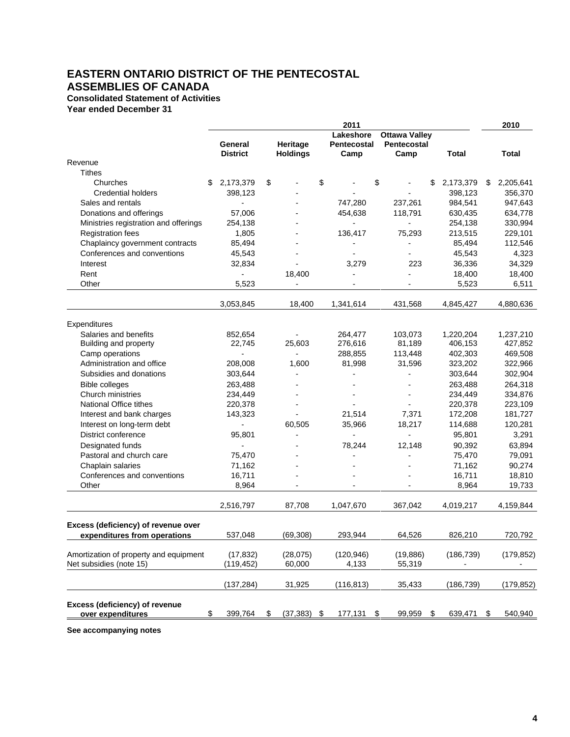# EASTERN ONTARIO DISTRICT OF THE PENTECOSTAL ASSEMBLIES OF CANADA

**Consolidated Statement of Activities**

**Year ended December 31**

| | 2011 | | | | | 2010 |
|---|---|---|---|---|---|---|
| | **General District** | **Heritage Holdings** | **Lakeshore Pentecostal Camp** | **Ottawa Valley Pentecostal Camp** | **Total** | **Total** |
| Revenue | | | | | | |
| Tithes | | | | | | |
| Churches | $ 2,173,379 | $ - | $ - | $ - | $ 2,173,379 | $ 2,205,641 |
| Credential holders | 398,123 | - | - | - | 398,123 | 356,370 |
| Sales and rentals | - | - | 747,280 | 237,261 | 984,541 | 947,643 |
| Donations and offerings | 57,006 | - | 454,638 | 118,791 | 630,435 | 634,778 |
| Ministries registration and offerings | 254,138 | - | - | - | 254,138 | 330,994 |
| Registration fees | 1,805 | - | 136,417 | 75,293 | 213,515 | 229,101 |
| Chaplaincy government contracts | 85,494 | - | - | - | 85,494 | 112,546 |
| Conferences and conventions | 45,543 | - | - | - | 45,543 | 4,323 |
| Interest | 32,834 | - | 3,279 | 223 | 36,336 | 34,329 |
| Rent | - | 18,400 | - | - | 18,400 | 18,400 |
| Other | 5,523 | - | - | - | 5,523 | 6,511 |
| | 3,053,845 | 18,400 | 1,341,614 | 431,568 | 4,845,427 | 4,880,636 |
| Expenditures | | | | | | |
| Salaries and benefits | 852,654 | - | 264,477 | 103,073 | 1,220,204 | 1,237,210 |
| Building and property | 22,745 | 25,603 | 276,616 | 81,189 | 406,153 | 427,852 |
| Camp operations | - | - | 288,855 | 113,448 | 402,303 | 469,508 |
| Administration and office | 208,008 | 1,600 | 81,998 | 31,596 | 323,202 | 322,966 |
| Subsidies and donations | 303,644 | - | - | - | 303,644 | 302,904 |
| Bible colleges | 263,488 | - | - | - | 263,488 | 264,318 |
| Church ministries | 234,449 | - | - | - | 234,449 | 334,876 |
| National Office tithes | 220,378 | - | - | - | 220,378 | 223,109 |
| Interest and bank charges | 143,323 | - | 21,514 | 7,371 | 172,208 | 181,727 |
| Interest on long-term debt | - | 60,505 | 35,966 | 18,217 | 114,688 | 120,281 |
| District conference | 95,801 | - | - | - | 95,801 | 3,291 |
| Designated funds | - | - | 78,244 | 12,148 | 90,392 | 63,894 |
| Pastoral and church care | 75,470 | - | - | - | 75,470 | 79,091 |
| Chaplain salaries | 71,162 | - | - | - | 71,162 | 90,274 |
| Conferences and conventions | 16,711 | - | - | - | 16,711 | 18,810 |
| Other | 8,964 | - | - | - | 8,964 | 19,733 |
| | 2,516,797 | 87,708 | 1,047,670 | 367,042 | 4,019,217 | 4,159,844 |
| **Excess (deficiency) of revenue over expenditures from operations** | 537,048 | (69,308) | 293,944 | 64,526 | 826,210 | 720,792 |
| Amortization of property and equipment | (17,832) | (28,075) | (120,946) | (19,886) | (186,739) | (179,852) |
| Net subsidies (note 15) | (119,452) | 60,000 | 4,133 | 55,319 | - | - |
| | (137,284) | 31,925 | (116,813) | 35,433 | (186,739) | (179,852) |
| **Excess (deficiency) of revenue over expenditures** | $ 399,764 | $ (37,383) | $ 177,131 | $ 99,959 | $ 639,471 | $ 540,940 |

**See accompanying notes**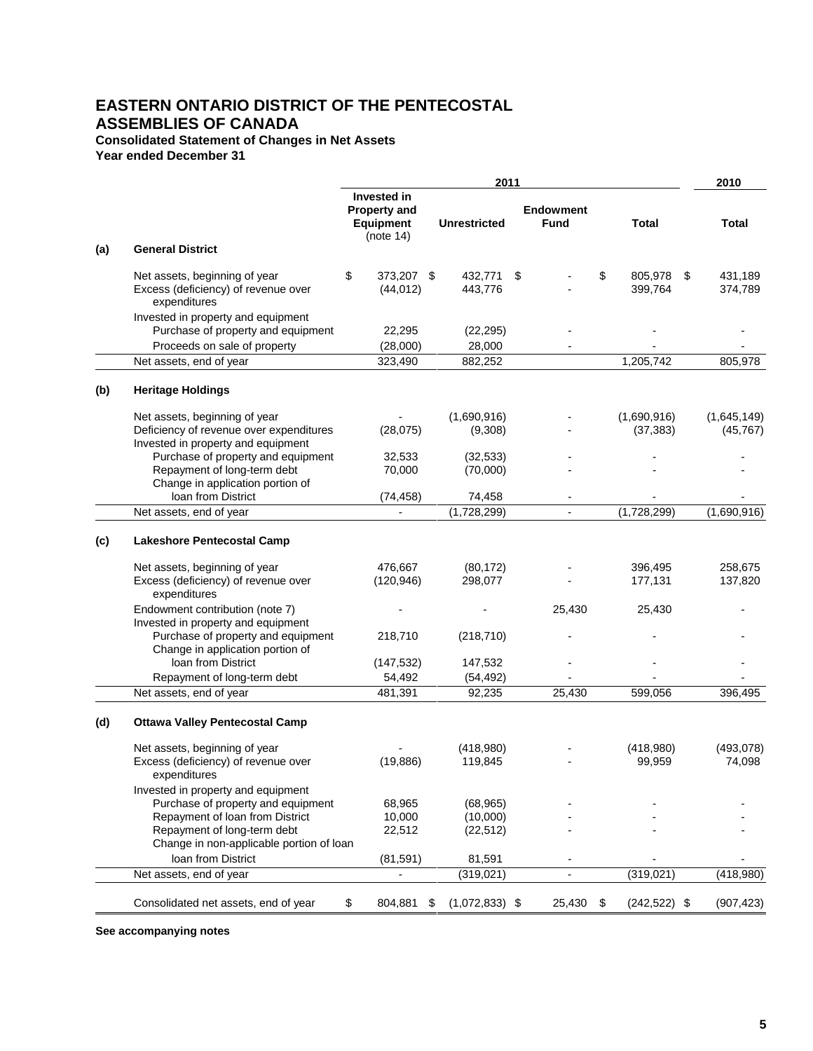# EASTERN ONTARIO DISTRICT OF THE PENTECOSTAL ASSEMBLIES OF CANADA

**Consolidated Statement of Changes in Net Assets**
**Year ended December 31**

| | | 2011 | | | | 2010 |
|---|---|---|---|---|---|---|
| | | Invested in Property and Equipment (note 14) | Unrestricted | Endowment Fund | Total | Total |
| **(a)** | **General District** | | | | | |
| | Net assets, beginning of year | $ 373,207 | $ 432,771 | $ - | $ 805,978 | $ 431,189 |
| | Excess (deficiency) of revenue over expenditures | (44,012) | 443,776 | - | 399,764 | 374,789 |
| | Invested in property and equipment | | | | | |
| | Purchase of property and equipment | 22,295 | (22,295) | - | - | - |
| | Proceeds on sale of property | (28,000) | 28,000 | - | - | - |
| | Net assets, end of year | 323,490 | 882,252 | | 1,205,742 | 805,978 |
| **(b)** | **Heritage Holdings** | | | | | |
| | Net assets, beginning of year | - | (1,690,916) | - | (1,690,916) | (1,645,149) |
| | Deficiency of revenue over expenditures | (28,075) | (9,308) | - | (37,383) | (45,767) |
| | Invested in property and equipment | | | | | |
| | Purchase of property and equipment | 32,533 | (32,533) | - | - | - |
| | Repayment of long-term debt | 70,000 | (70,000) | - | - | - |
| | Change in application portion of loan from District | (74,458) | 74,458 | - | - | - |
| | Net assets, end of year | - | (1,728,299) | - | (1,728,299) | (1,690,916) |
| **(c)** | **Lakeshore Pentecostal Camp** | | | | | |
| | Net assets, beginning of year | 476,667 | (80,172) | - | 396,495 | 258,675 |
| | Excess (deficiency) of revenue over expenditures | (120,946) | 298,077 | - | 177,131 | 137,820 |
| | Endowment contribution (note 7) | - | - | 25,430 | 25,430 | - |
| | Invested in property and equipment | | | | | |
| | Purchase of property and equipment | 218,710 | (218,710) | - | - | - |
| | Change in application portion of loan from District | (147,532) | 147,532 | - | - | - |
| | Repayment of long-term debt | 54,492 | (54,492) | - | - | - |
| | Net assets, end of year | 481,391 | 92,235 | 25,430 | 599,056 | 396,495 |
| **(d)** | **Ottawa Valley Pentecostal Camp** | | | | | |
| | Net assets, beginning of year | - | (418,980) | - | (418,980) | (493,078) |
| | Excess (deficiency) of revenue over expenditures | (19,886) | 119,845 | - | 99,959 | 74,098 |
| | Invested in property and equipment | | | | | |
| | Purchase of property and equipment | 68,965 | (68,965) | - | - | - |
| | Repayment of loan from District | 10,000 | (10,000) | - | - | - |
| | Repayment of long-term debt | 22,512 | (22,512) | - | - | - |
| | Change in non-applicable portion of loan loan from District | (81,591) | 81,591 | - | - | - |
| | Net assets, end of year | - | (319,021) | - | (319,021) | (418,980) |
| | Consolidated net assets, end of year | $ 804,881 | $ (1,072,833) | $ 25,430 | $ (242,522) | $ (907,423) |

**See accompanying notes**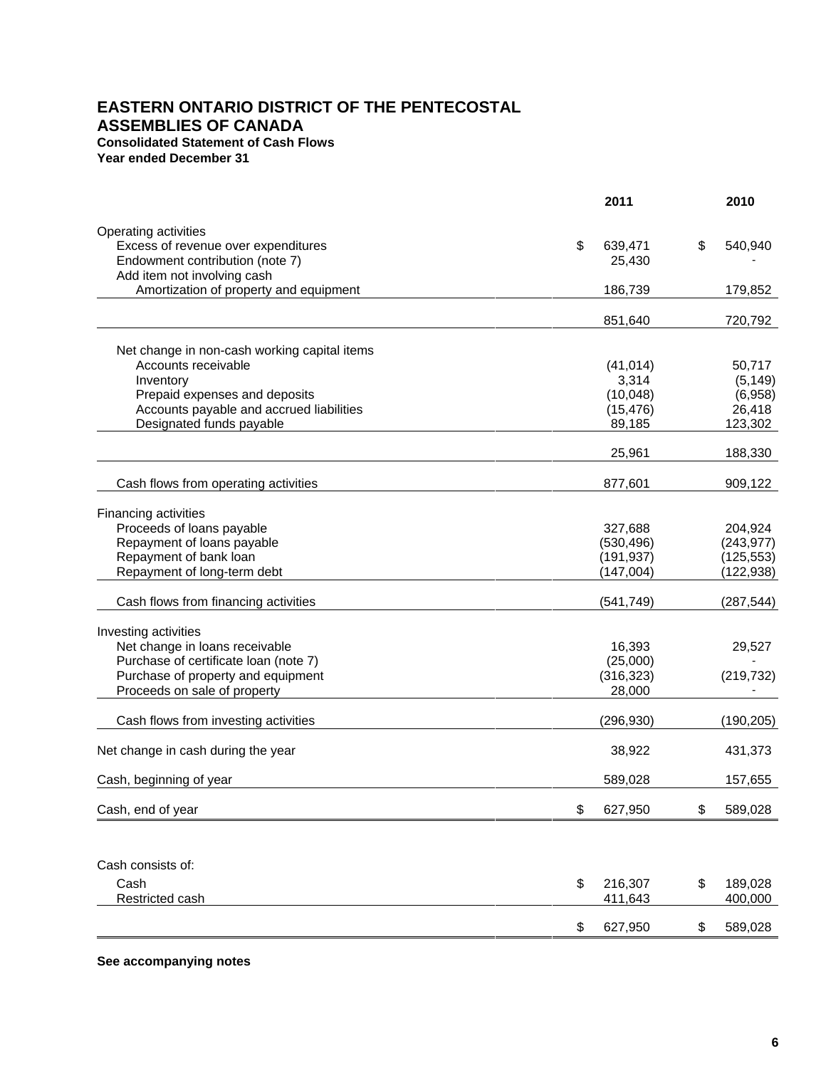# EASTERN ONTARIO DISTRICT OF THE PENTECOSTAL ASSEMBLIES OF CANADA

**Consolidated Statement of Cash Flows**
**Year ended December 31**

| | 2011 | 2010 |
|---|---|---|
| Operating activities | | |
| Excess of revenue over expenditures | $ 639,471 | $ 540,940 |
| Endowment contribution (note 7) | 25,430 | - |
| Add item not involving cash | | |
| Amortization of property and equipment | 186,739 | 179,852 |
| | 851,640 | 720,792 |
| Net change in non-cash working capital items | | |
| Accounts receivable | (41,014) | 50,717 |
| Inventory | 3,314 | (5,149) |
| Prepaid expenses and deposits | (10,048) | (6,958) |
| Accounts payable and accrued liabilities | (15,476) | 26,418 |
| Designated funds payable | 89,185 | 123,302 |
| | 25,961 | 188,330 |
| Cash flows from operating activities | 877,601 | 909,122 |
| Financing activities | | |
| Proceeds of loans payable | 327,688 | 204,924 |
| Repayment of loans payable | (530,496) | (243,977) |
| Repayment of bank loan | (191,937) | (125,553) |
| Repayment of long-term debt | (147,004) | (122,938) |
| Cash flows from financing activities | (541,749) | (287,544) |
| Investing activities | | |
| Net change in loans receivable | 16,393 | 29,527 |
| Purchase of certificate loan (note 7) | (25,000) | - |
| Purchase of property and equipment | (316,323) | (219,732) |
| Proceeds on sale of property | 28,000 | - |
| Cash flows from investing activities | (296,930) | (190,205) |
| Net change in cash during the year | 38,922 | 431,373 |
| Cash, beginning of year | 589,028 | 157,655 |
| Cash, end of year | $ 627,950 | $ 589,028 |

| Cash consists of: | | |
|---|---|---|
| Cash | $ 216,307 | $ 189,028 |
| Restricted cash | 411,643 | 400,000 |
| | $ 627,950 | $ 589,028 |

**See accompanying notes**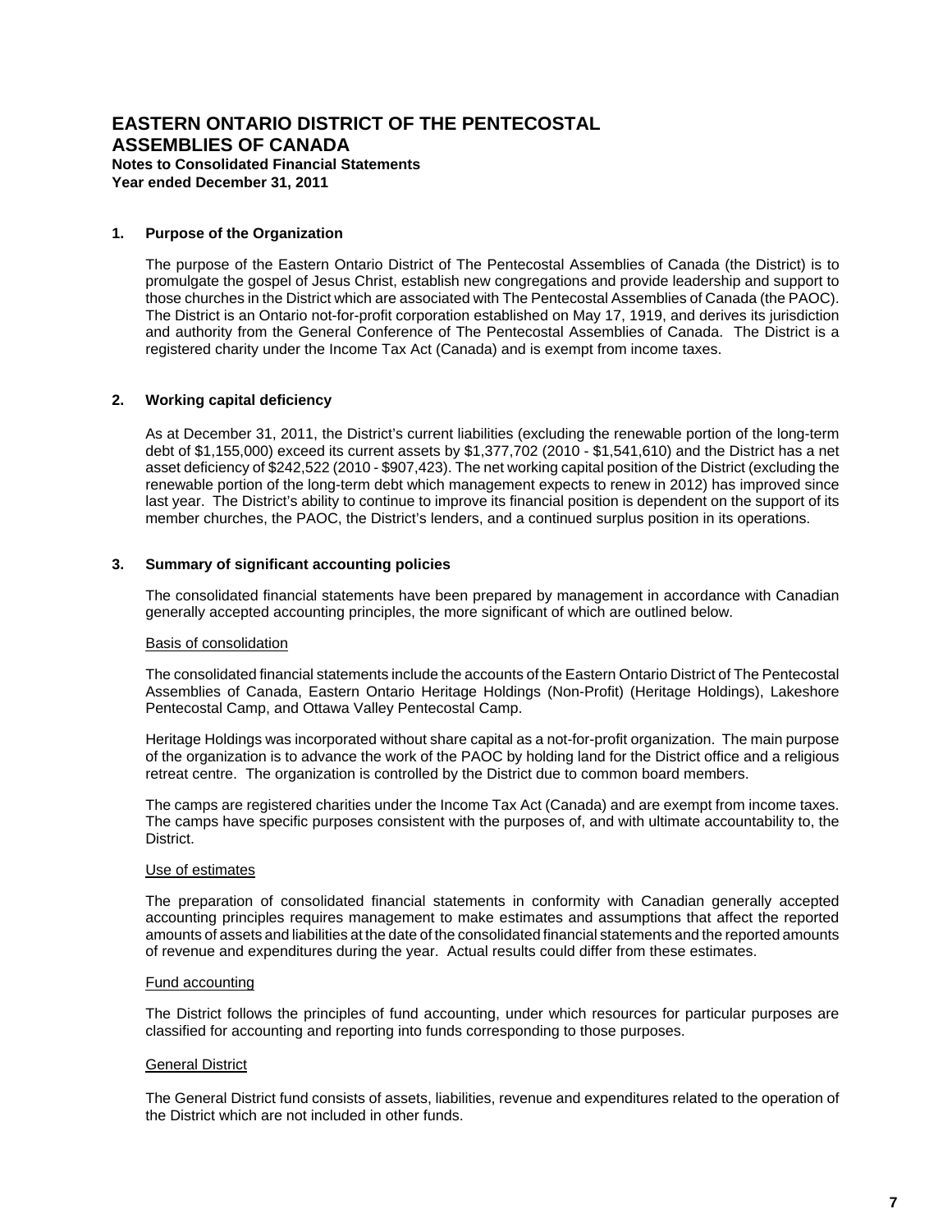# EASTERN ONTARIO DISTRICT OF THE PENTECOSTAL ASSEMBLIES OF CANADA

**Notes to Consolidated Financial Statements**
**Year ended December 31, 2011**

## 1. Purpose of the Organization

The purpose of the Eastern Ontario District of The Pentecostal Assemblies of Canada (the District) is to promulgate the gospel of Jesus Christ, establish new congregations and provide leadership and support to those churches in the District which are associated with The Pentecostal Assemblies of Canada (the PAOC). The District is an Ontario not-for-profit corporation established on May 17, 1919, and derives its jurisdiction and authority from the General Conference of The Pentecostal Assemblies of Canada. The District is a registered charity under the Income Tax Act (Canada) and is exempt from income taxes.

## 2. Working capital deficiency

As at December 31, 2011, the District's current liabilities (excluding the renewable portion of the long-term debt of $1,155,000) exceed its current assets by $1,377,702 (2010 - $1,541,610) and the District has a net asset deficiency of $242,522 (2010 - $907,423). The net working capital position of the District (excluding the renewable portion of the long-term debt which management expects to renew in 2012) has improved since last year. The District's ability to continue to improve its financial position is dependent on the support of its member churches, the PAOC, the District's lenders, and a continued surplus position in its operations.

## 3. Summary of significant accounting policies

The consolidated financial statements have been prepared by management in accordance with Canadian generally accepted accounting principles, the more significant of which are outlined below.

### Basis of consolidation

The consolidated financial statements include the accounts of the Eastern Ontario District of The Pentecostal Assemblies of Canada, Eastern Ontario Heritage Holdings (Non-Profit) (Heritage Holdings), Lakeshore Pentecostal Camp, and Ottawa Valley Pentecostal Camp.

Heritage Holdings was incorporated without share capital as a not-for-profit organization. The main purpose of the organization is to advance the work of the PAOC by holding land for the District office and a religious retreat centre. The organization is controlled by the District due to common board members.

The camps are registered charities under the Income Tax Act (Canada) and are exempt from income taxes. The camps have specific purposes consistent with the purposes of, and with ultimate accountability to, the District.

### Use of estimates

The preparation of consolidated financial statements in conformity with Canadian generally accepted accounting principles requires management to make estimates and assumptions that affect the reported amounts of assets and liabilities at the date of the consolidated financial statements and the reported amounts of revenue and expenditures during the year. Actual results could differ from these estimates.

### Fund accounting

The District follows the principles of fund accounting, under which resources for particular purposes are classified for accounting and reporting into funds corresponding to those purposes.

### General District

The General District fund consists of assets, liabilities, revenue and expenditures related to the operation of the District which are not included in other funds.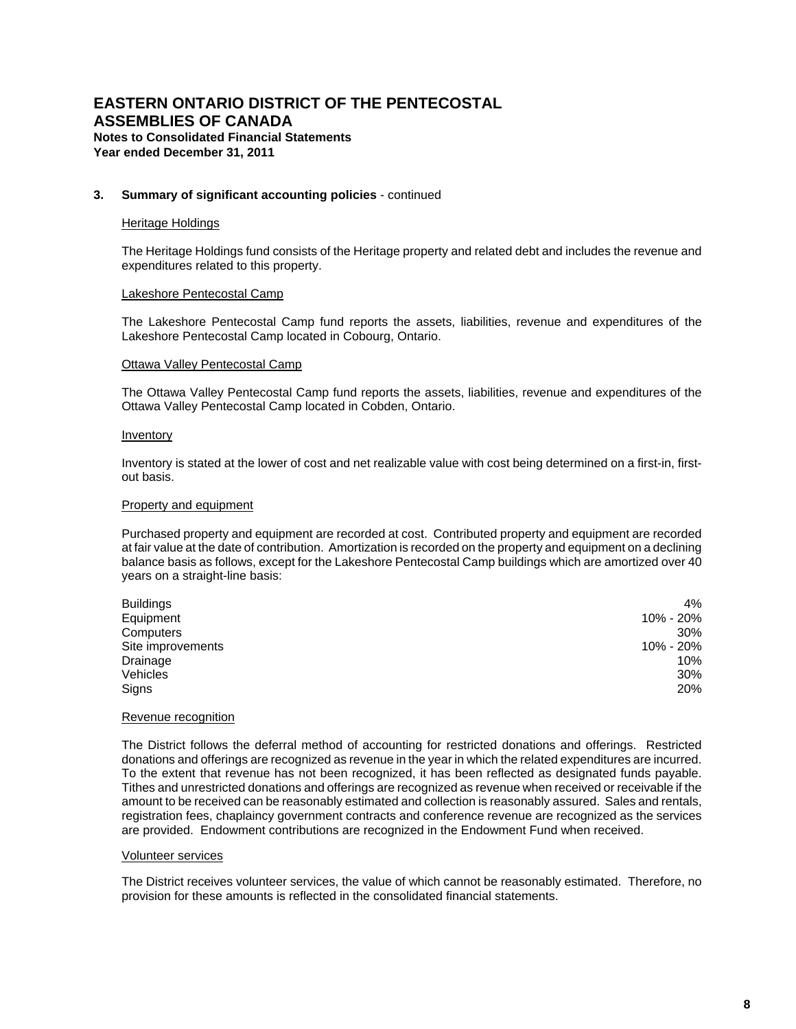# EASTERN ONTARIO DISTRICT OF THE PENTECOSTAL ASSEMBLIES OF CANADA

**Notes to Consolidated Financial Statements**
**Year ended December 31, 2011**

## 3. Summary of significant accounting policies - continued

### Heritage Holdings

The Heritage Holdings fund consists of the Heritage property and related debt and includes the revenue and expenditures related to this property.

### Lakeshore Pentecostal Camp

The Lakeshore Pentecostal Camp fund reports the assets, liabilities, revenue and expenditures of the Lakeshore Pentecostal Camp located in Cobourg, Ontario.

### Ottawa Valley Pentecostal Camp

The Ottawa Valley Pentecostal Camp fund reports the assets, liabilities, revenue and expenditures of the Ottawa Valley Pentecostal Camp located in Cobden, Ontario.

### Inventory

Inventory is stated at the lower of cost and net realizable value with cost being determined on a first-in, first-out basis.

### Property and equipment

Purchased property and equipment are recorded at cost. Contributed property and equipment are recorded at fair value at the date of contribution. Amortization is recorded on the property and equipment on a declining balance basis as follows, except for the Lakeshore Pentecostal Camp buildings which are amortized over 40 years on a straight-line basis:

| | |
|---|---|
| Buildings | 4% |
| Equipment | 10% - 20% |
| Computers | 30% |
| Site improvements | 10% - 20% |
| Drainage | 10% |
| Vehicles | 30% |
| Signs | 20% |

### Revenue recognition

The District follows the deferral method of accounting for restricted donations and offerings. Restricted donations and offerings are recognized as revenue in the year in which the related expenditures are incurred. To the extent that revenue has not been recognized, it has been reflected as designated funds payable. Tithes and unrestricted donations and offerings are recognized as revenue when received or receivable if the amount to be received can be reasonably estimated and collection is reasonably assured. Sales and rentals, registration fees, chaplaincy government contracts and conference revenue are recognized as the services are provided. Endowment contributions are recognized in the Endowment Fund when received.

### Volunteer services

The District receives volunteer services, the value of which cannot be reasonably estimated. Therefore, no provision for these amounts is reflected in the consolidated financial statements.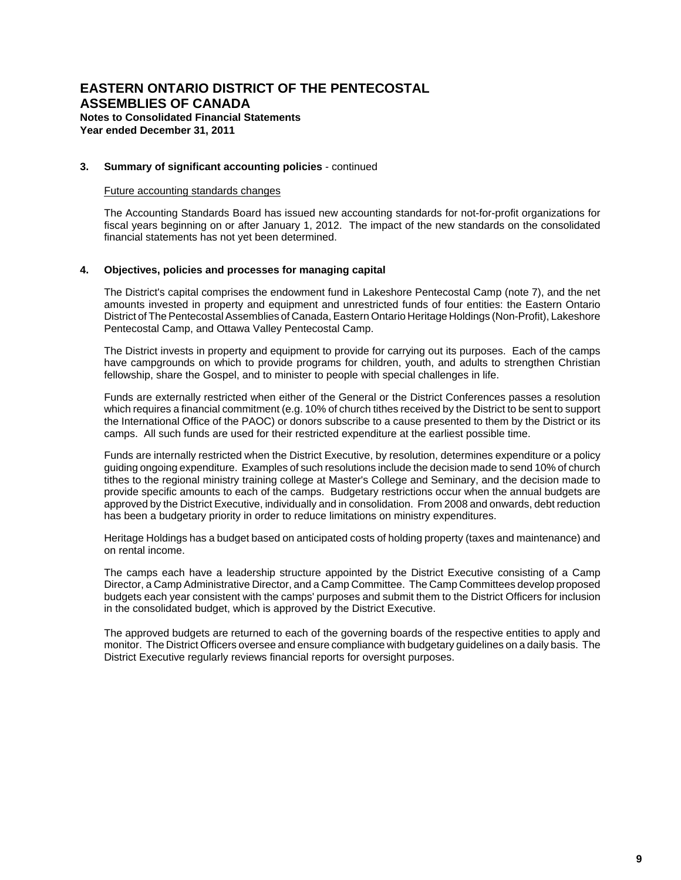# EASTERN ONTARIO DISTRICT OF THE PENTECOSTAL ASSEMBLIES OF CANADA

**Notes to Consolidated Financial Statements**
**Year ended December 31, 2011**

### 3. Summary of significant accounting policies - continued

Future accounting standards changes

The Accounting Standards Board has issued new accounting standards for not-for-profit organizations for fiscal years beginning on or after January 1, 2012. The impact of the new standards on the consolidated financial statements has not yet been determined.

### 4. Objectives, policies and processes for managing capital

The District's capital comprises the endowment fund in Lakeshore Pentecostal Camp (note 7), and the net amounts invested in property and equipment and unrestricted funds of four entities: the Eastern Ontario District of The Pentecostal Assemblies of Canada, Eastern Ontario Heritage Holdings (Non-Profit), Lakeshore Pentecostal Camp, and Ottawa Valley Pentecostal Camp.

The District invests in property and equipment to provide for carrying out its purposes. Each of the camps have campgrounds on which to provide programs for children, youth, and adults to strengthen Christian fellowship, share the Gospel, and to minister to people with special challenges in life.

Funds are externally restricted when either of the General or the District Conferences passes a resolution which requires a financial commitment (e.g. 10% of church tithes received by the District to be sent to support the International Office of the PAOC) or donors subscribe to a cause presented to them by the District or its camps. All such funds are used for their restricted expenditure at the earliest possible time.

Funds are internally restricted when the District Executive, by resolution, determines expenditure or a policy guiding ongoing expenditure. Examples of such resolutions include the decision made to send 10% of church tithes to the regional ministry training college at Master's College and Seminary, and the decision made to provide specific amounts to each of the camps. Budgetary restrictions occur when the annual budgets are approved by the District Executive, individually and in consolidation. From 2008 and onwards, debt reduction has been a budgetary priority in order to reduce limitations on ministry expenditures.

Heritage Holdings has a budget based on anticipated costs of holding property (taxes and maintenance) and on rental income.

The camps each have a leadership structure appointed by the District Executive consisting of a Camp Director, a Camp Administrative Director, and a Camp Committee. The Camp Committees develop proposed budgets each year consistent with the camps' purposes and submit them to the District Officers for inclusion in the consolidated budget, which is approved by the District Executive.

The approved budgets are returned to each of the governing boards of the respective entities to apply and monitor. The District Officers oversee and ensure compliance with budgetary guidelines on a daily basis. The District Executive regularly reviews financial reports for oversight purposes.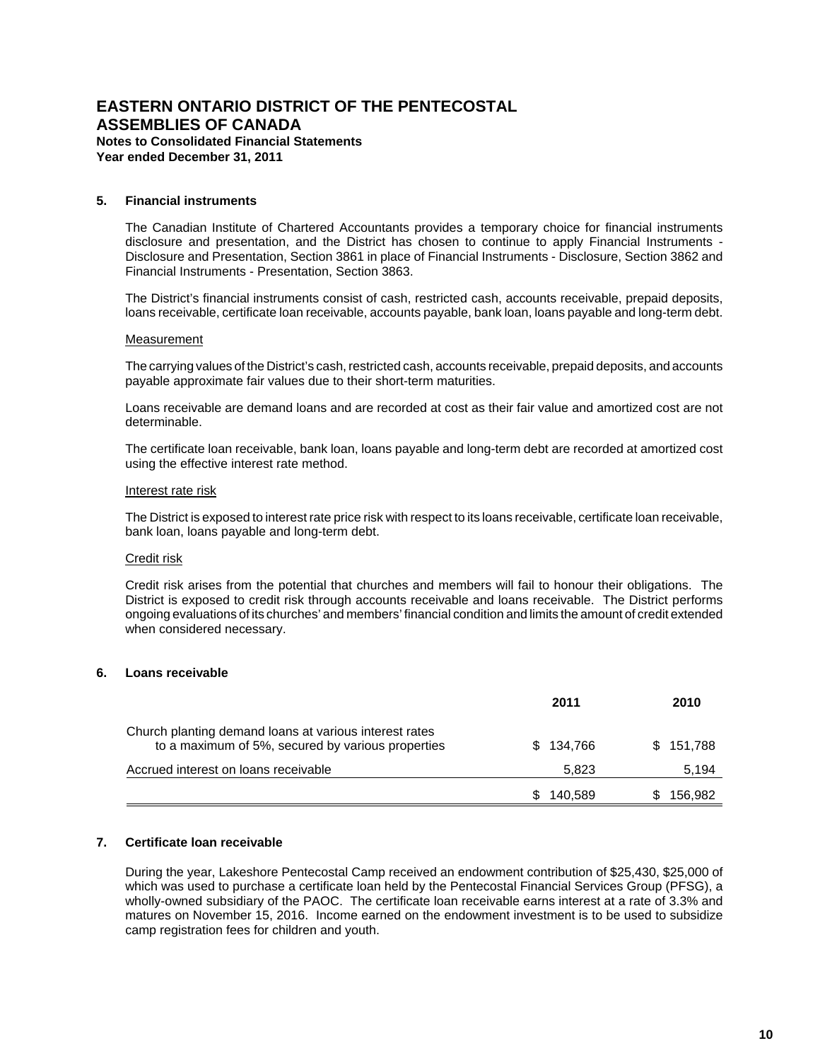# EASTERN ONTARIO DISTRICT OF THE PENTECOSTAL ASSEMBLIES OF CANADA

**Notes to Consolidated Financial Statements**
**Year ended December 31, 2011**

## 5. Financial instruments

The Canadian Institute of Chartered Accountants provides a temporary choice for financial instruments disclosure and presentation, and the District has chosen to continue to apply Financial Instruments - Disclosure and Presentation, Section 3861 in place of Financial Instruments - Disclosure, Section 3862 and Financial Instruments - Presentation, Section 3863.

The District's financial instruments consist of cash, restricted cash, accounts receivable, prepaid deposits, loans receivable, certificate loan receivable, accounts payable, bank loan, loans payable and long-term debt.

Measurement

The carrying values of the District's cash, restricted cash, accounts receivable, prepaid deposits, and accounts payable approximate fair values due to their short-term maturities.

Loans receivable are demand loans and are recorded at cost as their fair value and amortized cost are not determinable.

The certificate loan receivable, bank loan, loans payable and long-term debt are recorded at amortized cost using the effective interest rate method.

Interest rate risk

The District is exposed to interest rate price risk with respect to its loans receivable, certificate loan receivable, bank loan, loans payable and long-term debt.

Credit risk

Credit risk arises from the potential that churches and members will fail to honour their obligations. The District is exposed to credit risk through accounts receivable and loans receivable. The District performs ongoing evaluations of its churches' and members' financial condition and limits the amount of credit extended when considered necessary.

## 6. Loans receivable

| | 2011 | 2010 |
|---|---|---|
| Church planting demand loans at various interest rates to a maximum of 5%, secured by various properties | $ 134,766 | $ 151,788 |
| Accrued interest on loans receivable | 5,823 | 5,194 |
| | $ 140,589 | $ 156,982 |

## 7. Certificate loan receivable

During the year, Lakeshore Pentecostal Camp received an endowment contribution of $25,430, $25,000 of which was used to purchase a certificate loan held by the Pentecostal Financial Services Group (PFSG), a wholly-owned subsidiary of the PAOC. The certificate loan receivable earns interest at a rate of 3.3% and matures on November 15, 2016. Income earned on the endowment investment is to be used to subsidize camp registration fees for children and youth.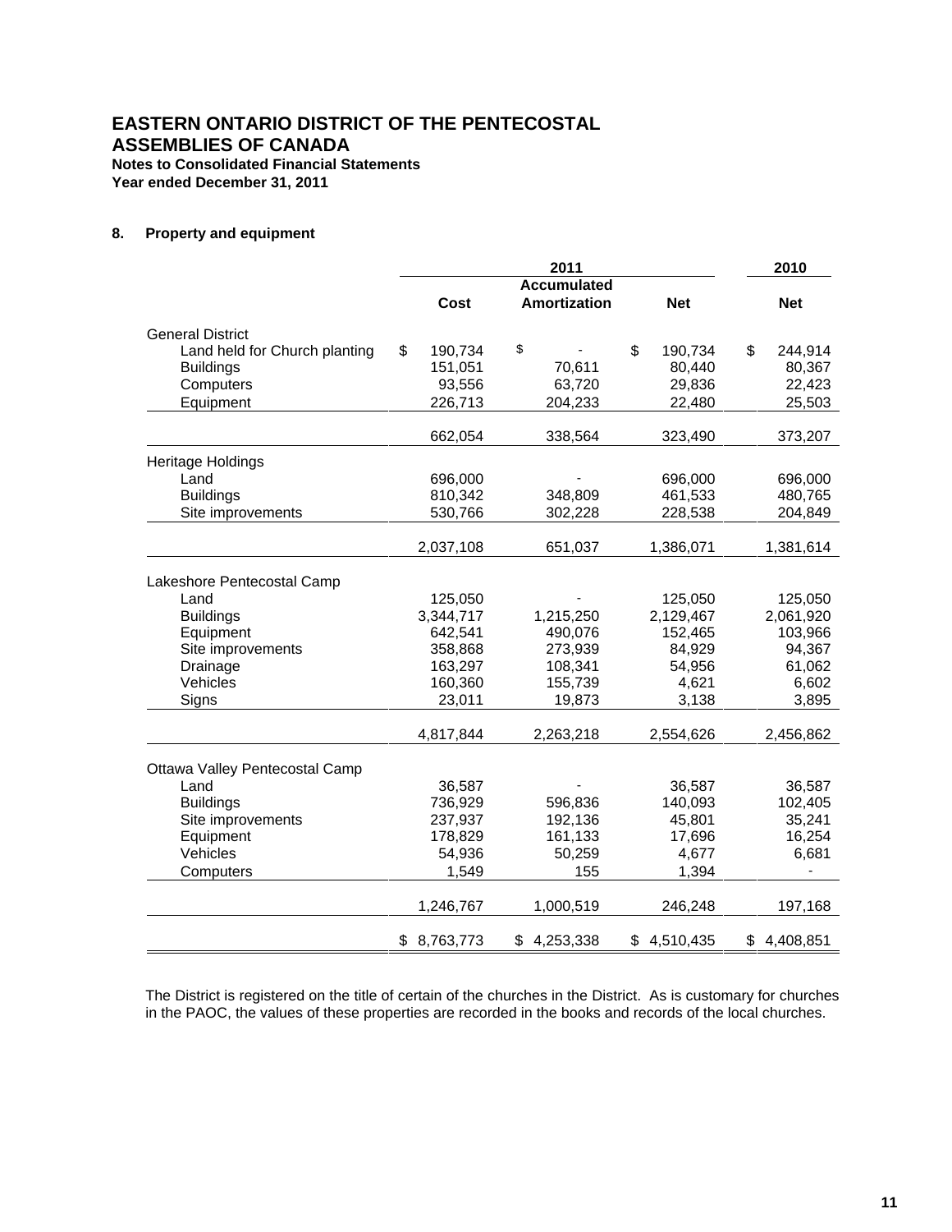# EASTERN ONTARIO DISTRICT OF THE PENTECOSTAL ASSEMBLIES OF CANADA

**Notes to Consolidated Financial Statements**
**Year ended December 31, 2011**

**8. Property and equipment**

| | 2011 | | | 2010 |
|---|---|---|---|---|
| | Cost | Accumulated Amortization | Net | Net |
| **General District** | | | | |
| Land held for Church planting | $ 190,734 | $ - | $ 190,734 | $ 244,914 |
| Buildings | 151,051 | 70,611 | 80,440 | 80,367 |
| Computers | 93,556 | 63,720 | 29,836 | 22,423 |
| Equipment | 226,713 | 204,233 | 22,480 | 25,503 |
| | 662,054 | 338,564 | 323,490 | 373,207 |
| **Heritage Holdings** | | | | |
| Land | 696,000 | - | 696,000 | 696,000 |
| Buildings | 810,342 | 348,809 | 461,533 | 480,765 |
| Site improvements | 530,766 | 302,228 | 228,538 | 204,849 |
| | 2,037,108 | 651,037 | 1,386,071 | 1,381,614 |
| **Lakeshore Pentecostal Camp** | | | | |
| Land | 125,050 | - | 125,050 | 125,050 |
| Buildings | 3,344,717 | 1,215,250 | 2,129,467 | 2,061,920 |
| Equipment | 642,541 | 490,076 | 152,465 | 103,966 |
| Site improvements | 358,868 | 273,939 | 84,929 | 94,367 |
| Drainage | 163,297 | 108,341 | 54,956 | 61,062 |
| Vehicles | 160,360 | 155,739 | 4,621 | 6,602 |
| Signs | 23,011 | 19,873 | 3,138 | 3,895 |
| | 4,817,844 | 2,263,218 | 2,554,626 | 2,456,862 |
| **Ottawa Valley Pentecostal Camp** | | | | |
| Land | 36,587 | - | 36,587 | 36,587 |
| Buildings | 736,929 | 596,836 | 140,093 | 102,405 |
| Site improvements | 237,937 | 192,136 | 45,801 | 35,241 |
| Equipment | 178,829 | 161,133 | 17,696 | 16,254 |
| Vehicles | 54,936 | 50,259 | 4,677 | 6,681 |
| Computers | 1,549 | 155 | 1,394 | - |
| | 1,246,767 | 1,000,519 | 246,248 | 197,168 |
| | $ 8,763,773 | $ 4,253,338 | $ 4,510,435 | $ 4,408,851 |

The District is registered on the title of certain of the churches in the District. As is customary for churches in the PAOC, the values of these properties are recorded in the books and records of the local churches.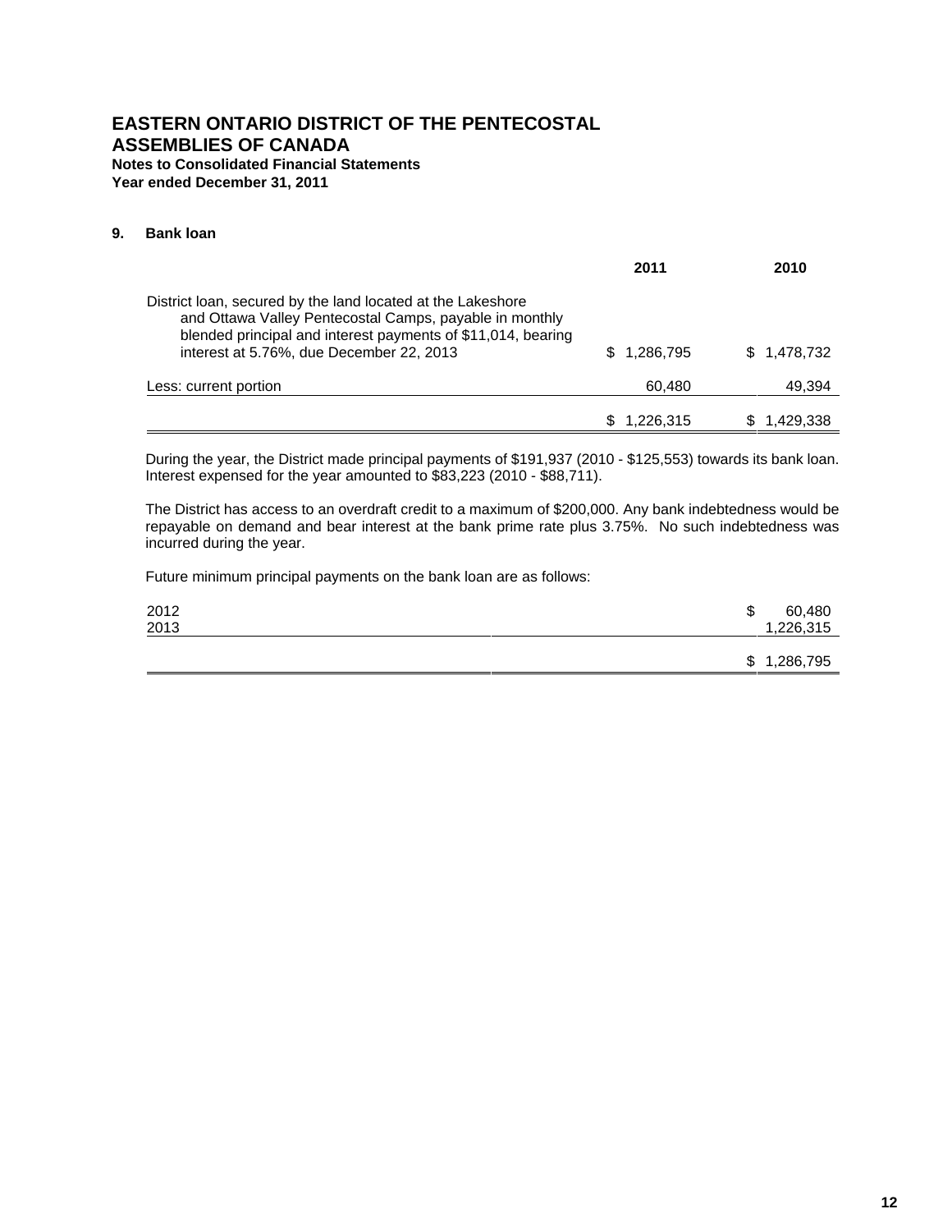# EASTERN ONTARIO DISTRICT OF THE PENTECOSTAL ASSEMBLIES OF CANADA

**Notes to Consolidated Financial Statements**
**Year ended December 31, 2011**

## 9. Bank loan

| | 2011 | 2010 |
|---|---|---|
| District loan, secured by the land located at the Lakeshore and Ottawa Valley Pentecostal Camps, payable in monthly blended principal and interest payments of $11,014, bearing interest at 5.76%, due December 22, 2013 | $ 1,286,795 | $ 1,478,732 |
| Less: current portion | 60,480 | 49,394 |
| | $ 1,226,315 | $ 1,429,338 |

During the year, the District made principal payments of $191,937 (2010 - $125,553) towards its bank loan. Interest expensed for the year amounted to $83,223 (2010 - $88,711).

The District has access to an overdraft credit to a maximum of $200,000. Any bank indebtedness would be repayable on demand and bear interest at the bank prime rate plus 3.75%. No such indebtedness was incurred during the year.

Future minimum principal payments on the bank loan are as follows:

| | |
|---|---|
| 2012 | $ 60,480 |
| 2013 | 1,226,315 |
| | $ 1,286,795 |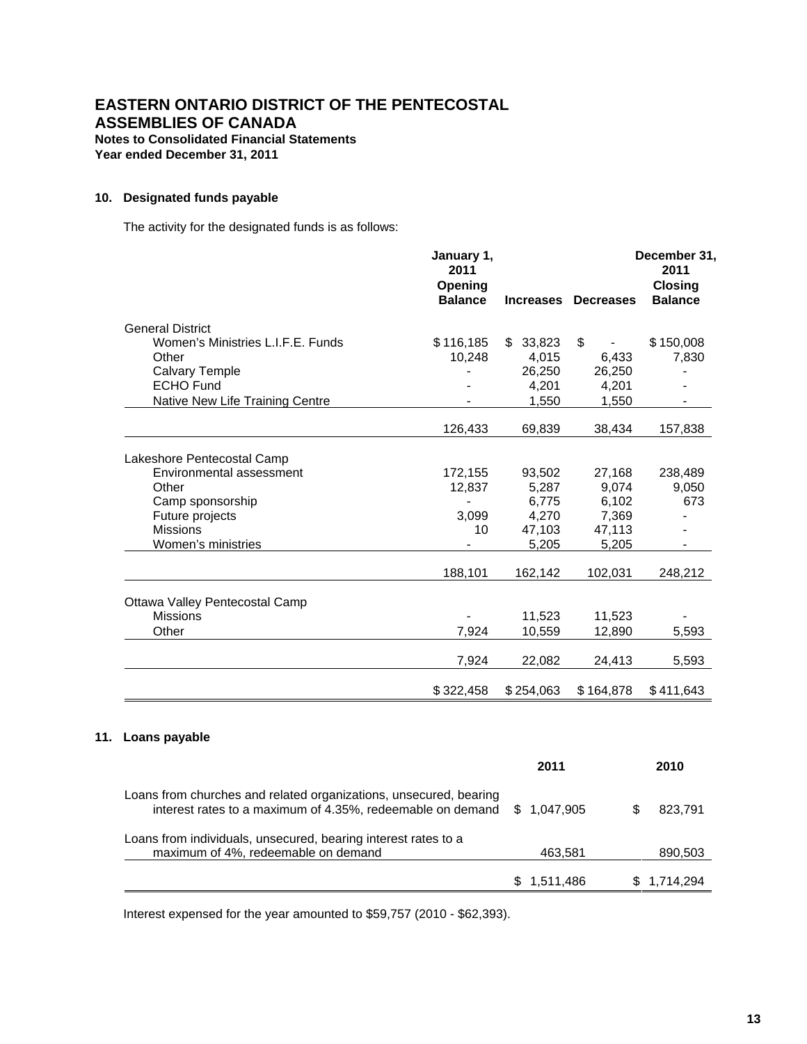**EASTERN ONTARIO DISTRICT OF THE PENTECOSTAL ASSEMBLIES OF CANADA**

**Notes to Consolidated Financial Statements**

**Year ended December 31, 2011**

**10. Designated funds payable**

The activity for the designated funds is as follows:

| | January 1, 2011 Opening Balance | Increases | Decreases | December 31, 2011 Closing Balance |
|---|---|---|---|---|
| General District | | | | |
| Women's Ministries L.I.F.E. Funds | $ 116,185 | $ 33,823 | $ - | $ 150,008 |
| Other | 10,248 | 4,015 | 6,433 | 7,830 |
| Calvary Temple | - | 26,250 | 26,250 | - |
| ECHO Fund | - | 4,201 | 4,201 | - |
| Native New Life Training Centre | - | 1,550 | 1,550 | - |
| | 126,433 | 69,839 | 38,434 | 157,838 |
| Lakeshore Pentecostal Camp | | | | |
| Environmental assessment | 172,155 | 93,502 | 27,168 | 238,489 |
| Other | 12,837 | 5,287 | 9,074 | 9,050 |
| Camp sponsorship | - | 6,775 | 6,102 | 673 |
| Future projects | 3,099 | 4,270 | 7,369 | - |
| Missions | 10 | 47,103 | 47,113 | - |
| Women's ministries | - | 5,205 | 5,205 | - |
| | 188,101 | 162,142 | 102,031 | 248,212 |
| Ottawa Valley Pentecostal Camp | | | | |
| Missions | - | 11,523 | 11,523 | - |
| Other | 7,924 | 10,559 | 12,890 | 5,593 |
| | 7,924 | 22,082 | 24,413 | 5,593 |
| | $ 322,458 | $ 254,063 | $ 164,878 | $ 411,643 |

**11. Loans payable**

| | 2011 | 2010 |
|---|---|---|
| Loans from churches and related organizations, unsecured, bearing interest rates to a maximum of 4.35%, redeemable on demand | $ 1,047,905 | $ 823,791 |
| Loans from individuals, unsecured, bearing interest rates to a maximum of 4%, redeemable on demand | 463,581 | 890,503 |
| | $ 1,511,486 | $ 1,714,294 |

Interest expensed for the year amounted to $59,757 (2010 - $62,393).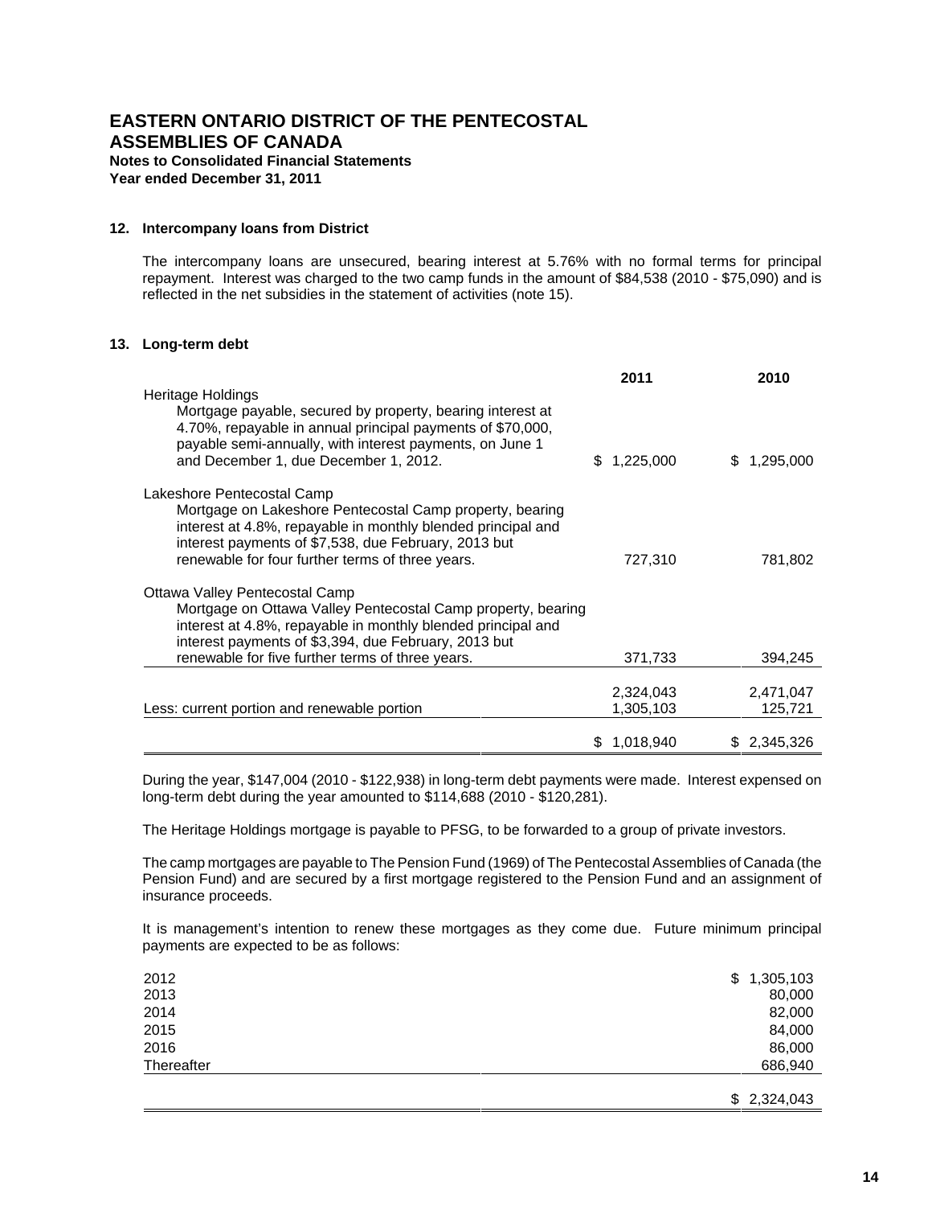# EASTERN ONTARIO DISTRICT OF THE PENTECOSTAL ASSEMBLIES OF CANADA

**Notes to Consolidated Financial Statements**
**Year ended December 31, 2011**

## 12. Intercompany loans from District

The intercompany loans are unsecured, bearing interest at 5.76% with no formal terms for principal repayment. Interest was charged to the two camp funds in the amount of $84,538 (2010 - $75,090) and is reflected in the net subsidies in the statement of activities (note 15).

## 13. Long-term debt

| | 2011 | 2010 |
|---|---|---|
| Heritage Holdings<br>Mortgage payable, secured by property, bearing interest at 4.70%, repayable in annual principal payments of $70,000, payable semi-annually, with interest payments, on June 1 and December 1, due December 1, 2012. | $ 1,225,000 | $ 1,295,000 |
| Lakeshore Pentecostal Camp<br>Mortgage on Lakeshore Pentecostal Camp property, bearing interest at 4.8%, repayable in monthly blended principal and interest payments of $7,538, due February, 2013 but renewable for four further terms of three years. | 727,310 | 781,802 |
| Ottawa Valley Pentecostal Camp<br>Mortgage on Ottawa Valley Pentecostal Camp property, bearing interest at 4.8%, repayable in monthly blended principal and interest payments of $3,394, due February, 2013 but renewable for five further terms of three years. | 371,733 | 394,245 |
| | 2,324,043 | 2,471,047 |
| Less: current portion and renewable portion | 1,305,103 | 125,721 |
| | $ 1,018,940 | $ 2,345,326 |

During the year, $147,004 (2010 - $122,938) in long-term debt payments were made. Interest expensed on long-term debt during the year amounted to $114,688 (2010 - $120,281).

The Heritage Holdings mortgage is payable to PFSG, to be forwarded to a group of private investors.

The camp mortgages are payable to The Pension Fund (1969) of The Pentecostal Assemblies of Canada (the Pension Fund) and are secured by a first mortgage registered to the Pension Fund and an assignment of insurance proceeds.

It is management's intention to renew these mortgages as they come due. Future minimum principal payments are expected to be as follows:

| | |
|---|---|
| 2012 | $ 1,305,103 |
| 2013 | 80,000 |
| 2014 | 82,000 |
| 2015 | 84,000 |
| 2016 | 86,000 |
| Thereafter | 686,940 |
| | $ 2,324,043 |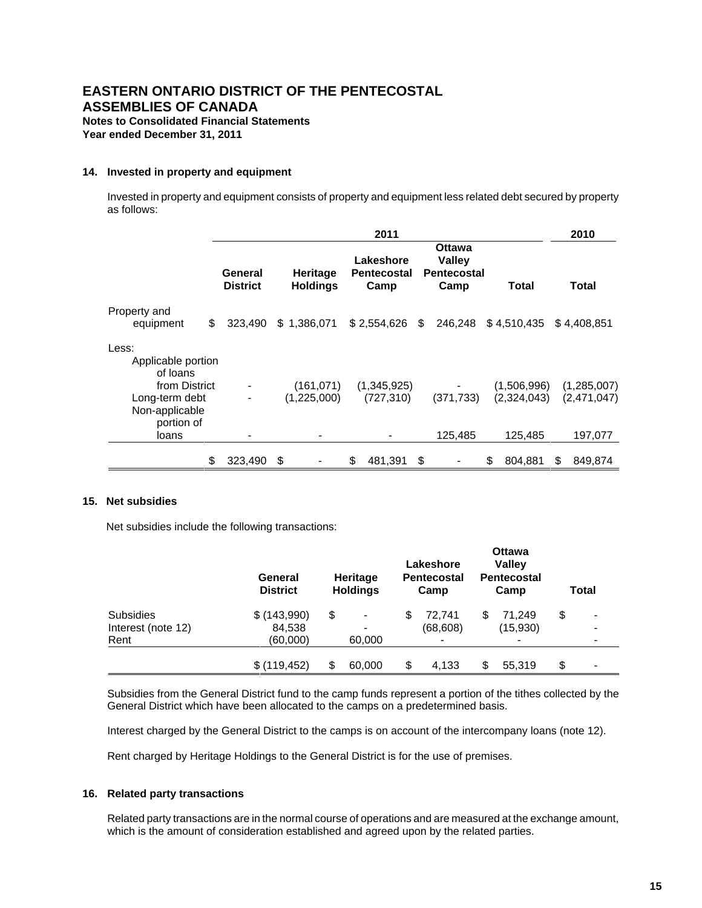# EASTERN ONTARIO DISTRICT OF THE PENTECOSTAL ASSEMBLIES OF CANADA

**Notes to Consolidated Financial Statements**
**Year ended December 31, 2011**

### 14. Invested in property and equipment

Invested in property and equipment consists of property and equipment less related debt secured by property as follows:

| | 2011 | | | | | 2010 |
|---|---|---|---|---|---|---|
| | General District | Heritage Holdings | Lakeshore Pentecostal Camp | Ottawa Valley Pentecostal Camp | Total | Total |
| Property and equipment | $ 323,490 | $ 1,386,071 | $ 2,554,626 | $ 246,248 | $ 4,510,435 | $ 4,408,851 |
| Less: | | | | | | |
| Applicable portion of loans from District | - | (161,071) | (1,345,925) | - | (1,506,996) | (1,285,007) |
| Long-term debt | - | (1,225,000) | (727,310) | (371,733) | (2,324,043) | (2,471,047) |
| Non-applicable portion of loans | - | - | - | 125,485 | 125,485 | 197,077 |
| | $ 323,490 | $ - | $ 481,391 | $ - | $ 804,881 | $ 849,874 |

### 15. Net subsidies

Net subsidies include the following transactions:

| | General District | Heritage Holdings | Lakeshore Pentecostal Camp | Ottawa Valley Pentecostal Camp | Total |
|---|---|---|---|---|---|
| Subsidies | $ (143,990) | $ - | $ 72,741 | $ 71,249 | $ - |
| Interest (note 12) | 84,538 | - | (68,608) | (15,930) | - |
| Rent | (60,000) | 60,000 | - | - | - |
| | $ (119,452) | $ 60,000 | $ 4,133 | $ 55,319 | $ - |

Subsidies from the General District fund to the camp funds represent a portion of the tithes collected by the General District which have been allocated to the camps on a predetermined basis.

Interest charged by the General District to the camps is on account of the intercompany loans (note 12).

Rent charged by Heritage Holdings to the General District is for the use of premises.

### 16. Related party transactions

Related party transactions are in the normal course of operations and are measured at the exchange amount, which is the amount of consideration established and agreed upon by the related parties.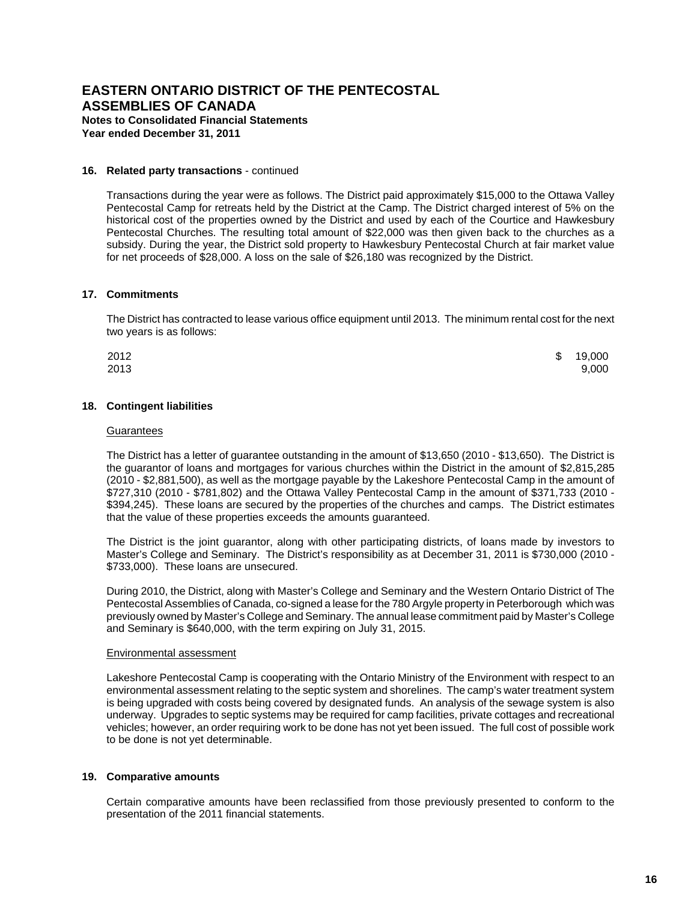# EASTERN ONTARIO DISTRICT OF THE PENTECOSTAL ASSEMBLIES OF CANADA

**Notes to Consolidated Financial Statements**
**Year ended December 31, 2011**

## 16. Related party transactions - continued

Transactions during the year were as follows. The District paid approximately $15,000 to the Ottawa Valley Pentecostal Camp for retreats held by the District at the Camp. The District charged interest of 5% on the historical cost of the properties owned by the District and used by each of the Courtice and Hawkesbury Pentecostal Churches. The resulting total amount of $22,000 was then given back to the churches as a subsidy. During the year, the District sold property to Hawkesbury Pentecostal Church at fair market value for net proceeds of $28,000. A loss on the sale of $26,180 was recognized by the District.

## 17. Commitments

The District has contracted to lease various office equipment until 2013. The minimum rental cost for the next two years is as follows:

| | |
|---|---|
| 2012 | $ 19,000 |
| 2013 | 9,000 |

## 18. Contingent liabilities

Guarantees

The District has a letter of guarantee outstanding in the amount of $13,650 (2010 - $13,650). The District is the guarantor of loans and mortgages for various churches within the District in the amount of $2,815,285 (2010 - $2,881,500), as well as the mortgage payable by the Lakeshore Pentecostal Camp in the amount of $727,310 (2010 - $781,802) and the Ottawa Valley Pentecostal Camp in the amount of $371,733 (2010 - $394,245). These loans are secured by the properties of the churches and camps. The District estimates that the value of these properties exceeds the amounts guaranteed.

The District is the joint guarantor, along with other participating districts, of loans made by investors to Master's College and Seminary. The District's responsibility as at December 31, 2011 is $730,000 (2010 - $733,000). These loans are unsecured.

During 2010, the District, along with Master's College and Seminary and the Western Ontario District of The Pentecostal Assemblies of Canada, co-signed a lease for the 780 Argyle property in Peterborough which was previously owned by Master's College and Seminary. The annual lease commitment paid by Master's College and Seminary is $640,000, with the term expiring on July 31, 2015.

Environmental assessment

Lakeshore Pentecostal Camp is cooperating with the Ontario Ministry of the Environment with respect to an environmental assessment relating to the septic system and shorelines. The camp's water treatment system is being upgraded with costs being covered by designated funds. An analysis of the sewage system is also underway. Upgrades to septic systems may be required for camp facilities, private cottages and recreational vehicles; however, an order requiring work to be done has not yet been issued. The full cost of possible work to be done is not yet determinable.

## 19. Comparative amounts

Certain comparative amounts have been reclassified from those previously presented to conform to the presentation of the 2011 financial statements.